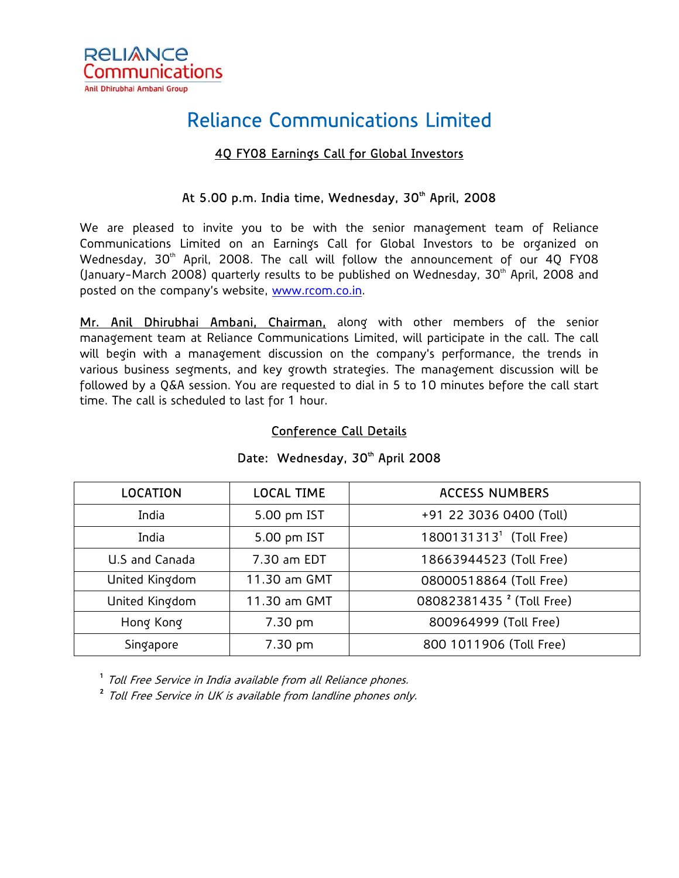Reliance Communications

Anil Dhirubhai Ambani Group

# Reliance Communications Limited

## 4Q FY08 Earnings Call for Global Investors

### At 5.00 p.m. India time, Wednesday, 30th April, 2008

We are pleased to invite you to be with the senior management team of Reliance Communications Limited on an Earnings Call for Global Investors to be organized on Wednesday, 30th April, 2008. The call will follow the announcement of our 4Q FY08 (January-March 2008) quarterly results to be published on Wednesday, 30th April, 2008 and posted on the company's website, www.rcom.co.in.

Mr. Anil Dhirubhai Ambani, Chairman, along with other members of the senior management team at Reliance Communications Limited, will participate in the call. The call will begin with a management discussion on the company's performance, the trends in various business segments, and key growth strategies. The management discussion will be followed by a Q&A session. You are requested to dial in 5 to 10 minutes before the call start time. The call is scheduled to last for 1 hour.

## Conference Call Details

Date: Wednesday, 30th April 2008

| LOCATION | LOCAL TIME | ACCESS NUMBERS |
|---|---|---|
| India | 5.00 pm IST | +91 22 3036 0400 (Toll) |
| India | 5.00 pm IST | 1800131313[1] (Toll Free) |
| U.S and Canada | 7.30 am EDT | 18663944523 (Toll Free) |
| United Kingdom | 11.30 am GMT | 08000518864 (Toll Free) |
| United Kingdom | 11.30 am GMT | 08082381435 [2] (Toll Free) |
| Hong Kong | 7.30 pm | 800964999 (Toll Free) |
| Singapore | 7.30 pm | 800 1011906 (Toll Free) |

[1] *Toll Free Service in India available from all Reliance phones.*

[2] *Toll Free Service in UK is available from landline phones only.*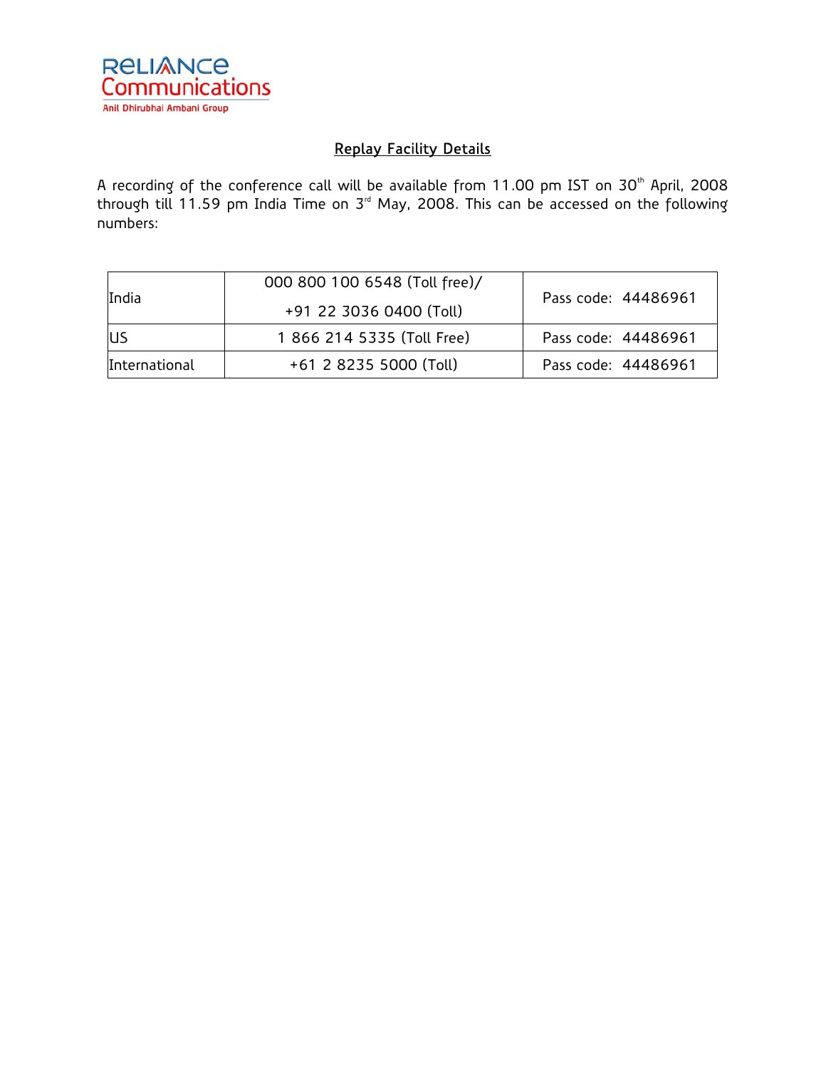Reliance Communications
Anil Dhirubhai Ambani Group

## Replay Facility Details

A recording of the conference call will be available from 11.00 pm IST on 30th April, 2008 through till 11.59 pm India Time on 3rd May, 2008. This can be accessed on the following numbers:

| | | |
|---|---|---|
| India | 000 800 100 6548 (Toll free)/<br>+91 22 3036 0400 (Toll) | Pass code: 44486961 |
| US | 1 866 214 5335 (Toll Free) | Pass code: 44486961 |
| International | +61 2 8235 5000 (Toll) | Pass code: 44486961 |